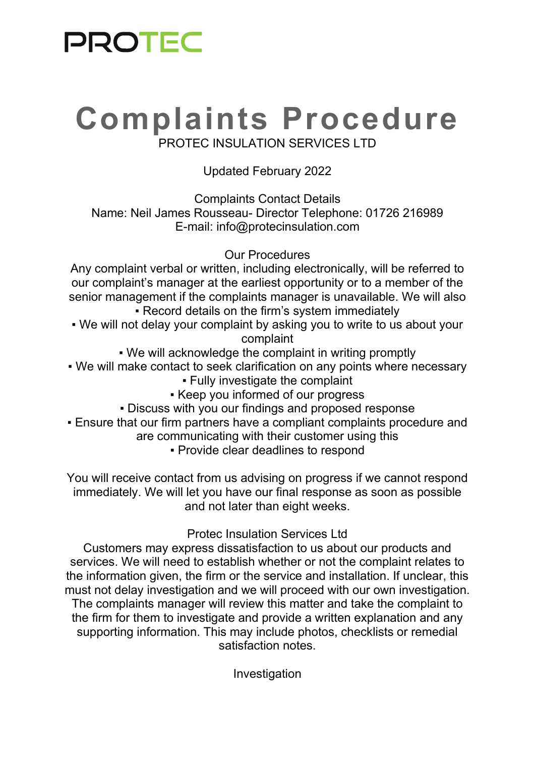PROTEC

# Complaints Procedure

PROTEC INSULATION SERVICES LTD

Updated February 2022

Complaints Contact Details
Name: Neil James Rousseau- Director Telephone: 01726 216989
E-mail: info@protecinsulation.com

## Our Procedures

Any complaint verbal or written, including electronically, will be referred to our complaint's manager at the earliest opportunity or to a member of the senior management if the complaints manager is unavailable. We will also

- Record details on the firm's system immediately
- We will not delay your complaint by asking you to write to us about your complaint
- We will acknowledge the complaint in writing promptly
- We will make contact to seek clarification on any points where necessary
- Fully investigate the complaint
- Keep you informed of our progress
- Discuss with you our findings and proposed response
- Ensure that our firm partners have a compliant complaints procedure and are communicating with their customer using this
- Provide clear deadlines to respond

You will receive contact from us advising on progress if we cannot respond immediately. We will let you have our final response as soon as possible and not later than eight weeks.

## Protec Insulation Services Ltd

Customers may express dissatisfaction to us about our products and services. We will need to establish whether or not the complaint relates to the information given, the firm or the service and installation. If unclear, this must not delay investigation and we will proceed with our own investigation. The complaints manager will review this matter and take the complaint to the firm for them to investigate and provide a written explanation and any supporting information. This may include photos, checklists or remedial satisfaction notes.

## Investigation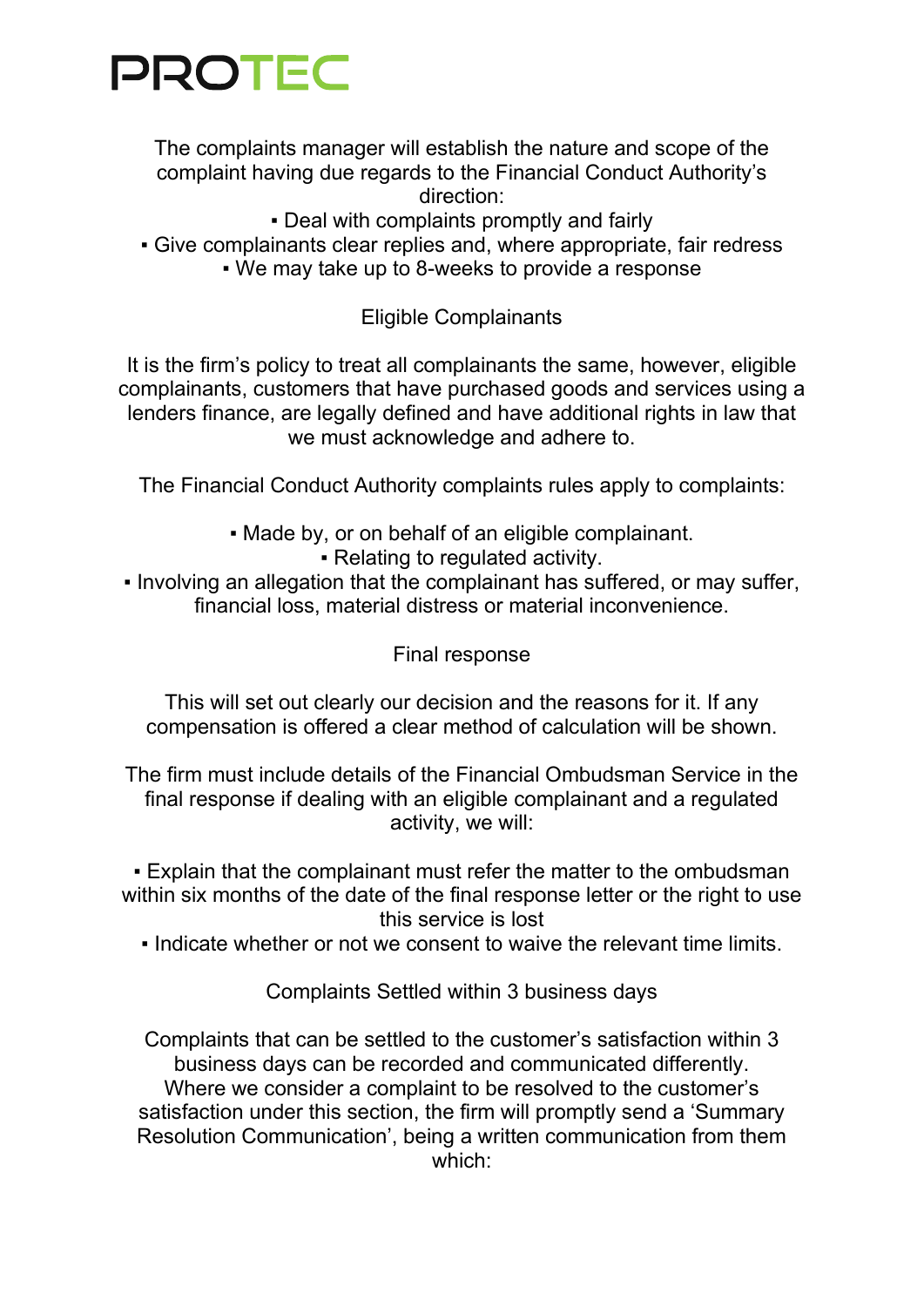The complaints manager will establish the nature and scope of the complaint having due regards to the Financial Conduct Authority's direction:

- Deal with complaints promptly and fairly
- Give complainants clear replies and, where appropriate, fair redress
- We may take up to 8-weeks to provide a response

## Eligible Complainants

It is the firm's policy to treat all complainants the same, however, eligible complainants, customers that have purchased goods and services using a lenders finance, are legally defined and have additional rights in law that we must acknowledge and adhere to.

The Financial Conduct Authority complaints rules apply to complaints:

- Made by, or on behalf of an eligible complainant.
- Relating to regulated activity.
- Involving an allegation that the complainant has suffered, or may suffer, financial loss, material distress or material inconvenience.

## Final response

This will set out clearly our decision and the reasons for it. If any compensation is offered a clear method of calculation will be shown.

The firm must include details of the Financial Ombudsman Service in the final response if dealing with an eligible complainant and a regulated activity, we will:

- Explain that the complainant must refer the matter to the ombudsman within six months of the date of the final response letter or the right to use this service is lost
- Indicate whether or not we consent to waive the relevant time limits.

## Complaints Settled within 3 business days

Complaints that can be settled to the customer's satisfaction within 3 business days can be recorded and communicated differently. Where we consider a complaint to be resolved to the customer's satisfaction under this section, the firm will promptly send a 'Summary Resolution Communication', being a written communication from them which: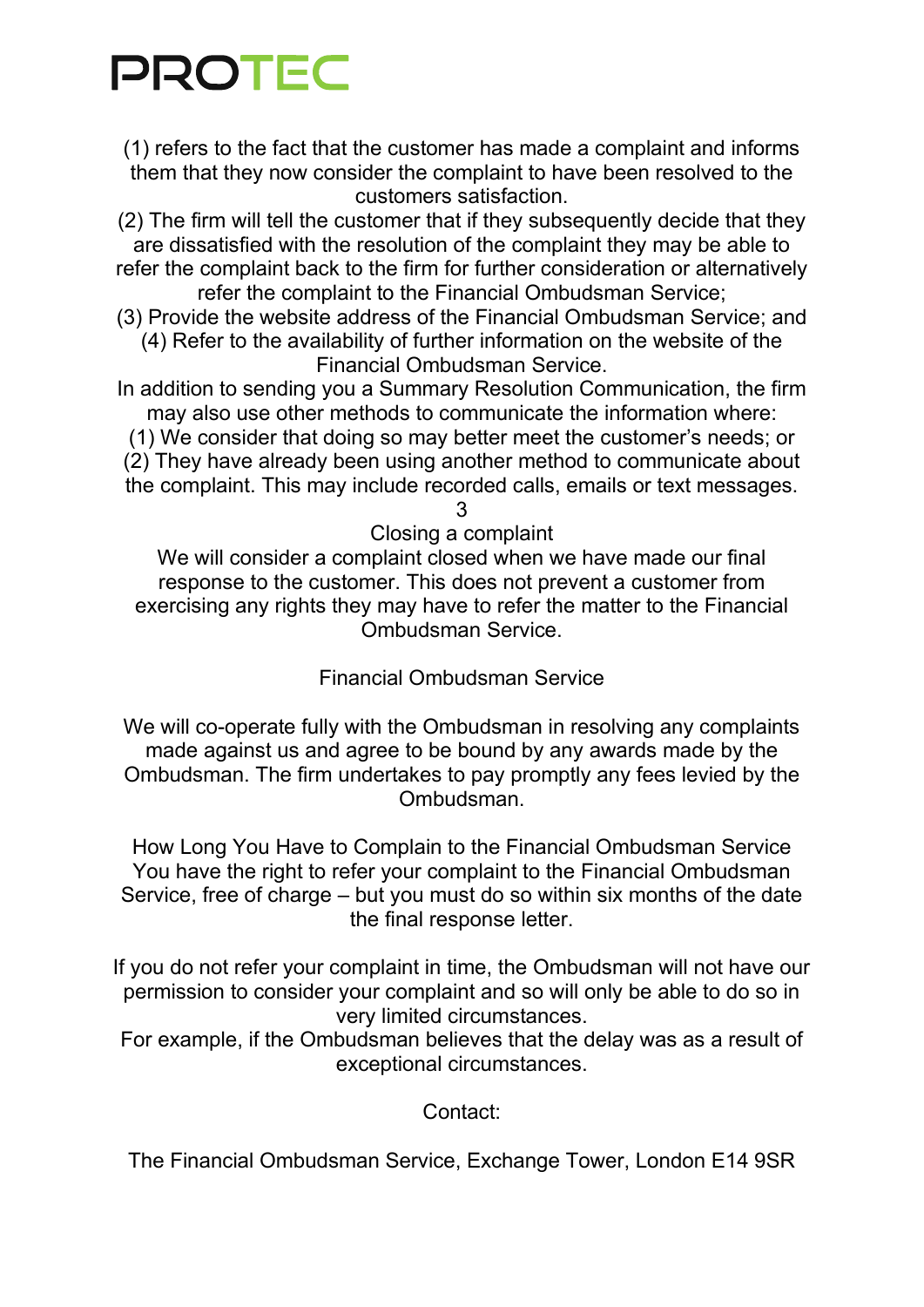(1) refers to the fact that the customer has made a complaint and informs them that they now consider the complaint to have been resolved to the customers satisfaction.

(2) The firm will tell the customer that if they subsequently decide that they are dissatisfied with the resolution of the complaint they may be able to refer the complaint back to the firm for further consideration or alternatively refer the complaint to the Financial Ombudsman Service;

(3) Provide the website address of the Financial Ombudsman Service; and

(4) Refer to the availability of further information on the website of the Financial Ombudsman Service.

In addition to sending you a Summary Resolution Communication, the firm may also use other methods to communicate the information where:

(1) We consider that doing so may better meet the customer's needs; or

(2) They have already been using another method to communicate about the complaint. This may include recorded calls, emails or text messages.

## 3

## Closing a complaint

We will consider a complaint closed when we have made our final response to the customer. This does not prevent a customer from exercising any rights they may have to refer the matter to the Financial Ombudsman Service.

## Financial Ombudsman Service

We will co-operate fully with the Ombudsman in resolving any complaints made against us and agree to be bound by any awards made by the Ombudsman. The firm undertakes to pay promptly any fees levied by the Ombudsman.

## How Long You Have to Complain to the Financial Ombudsman Service

You have the right to refer your complaint to the Financial Ombudsman Service, free of charge – but you must do so within six months of the date the final response letter.

If you do not refer your complaint in time, the Ombudsman will not have our permission to consider your complaint and so will only be able to do so in very limited circumstances.

For example, if the Ombudsman believes that the delay was as a result of exceptional circumstances.

Contact:

The Financial Ombudsman Service, Exchange Tower, London E14 9SR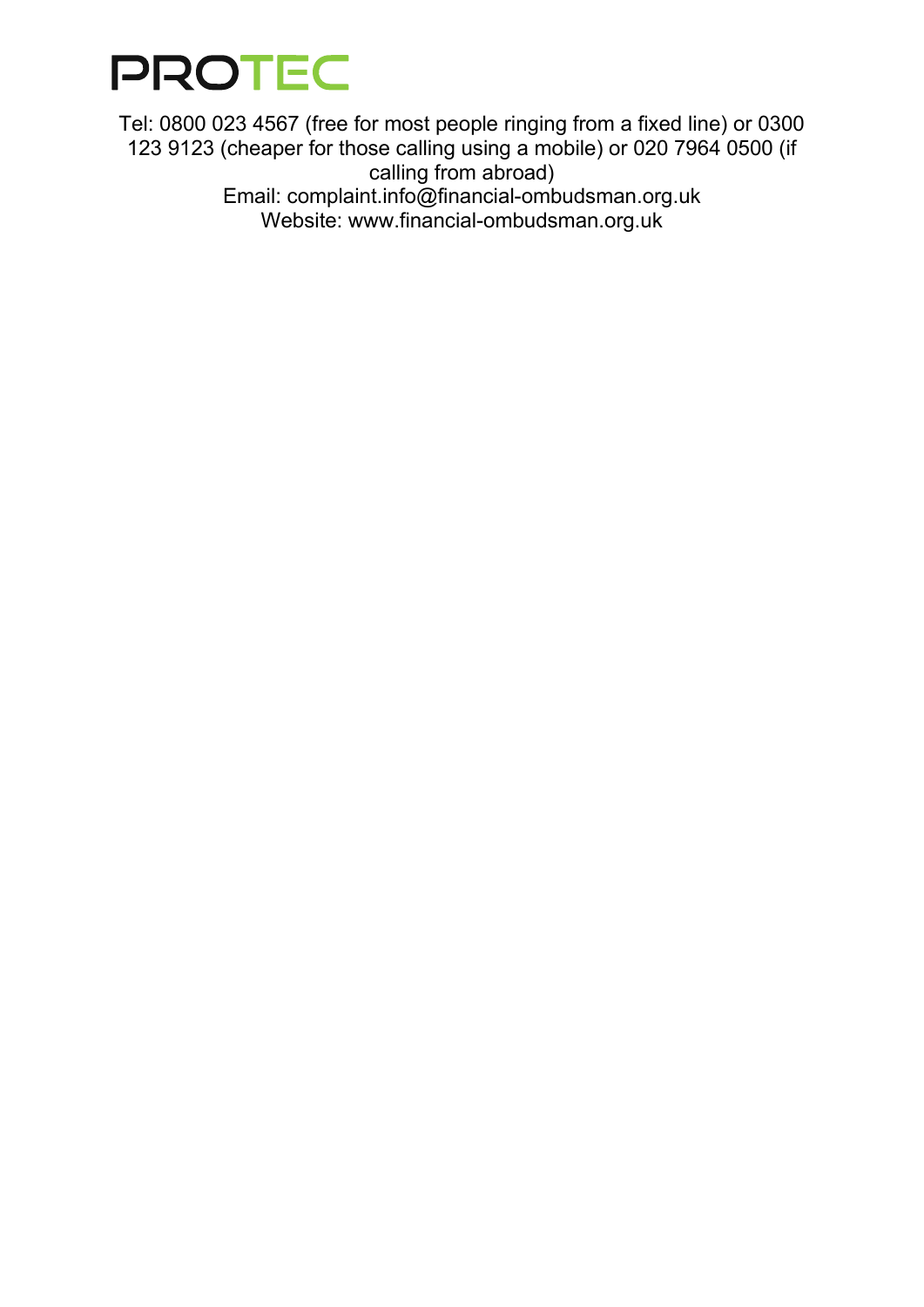PROTEC

Tel: 0800 023 4567 (free for most people ringing from a fixed line) or 0300 123 9123 (cheaper for those calling using a mobile) or 020 7964 0500 (if calling from abroad)

Email: complaint.info@financial-ombudsman.org.uk

Website: www.financial-ombudsman.org.uk